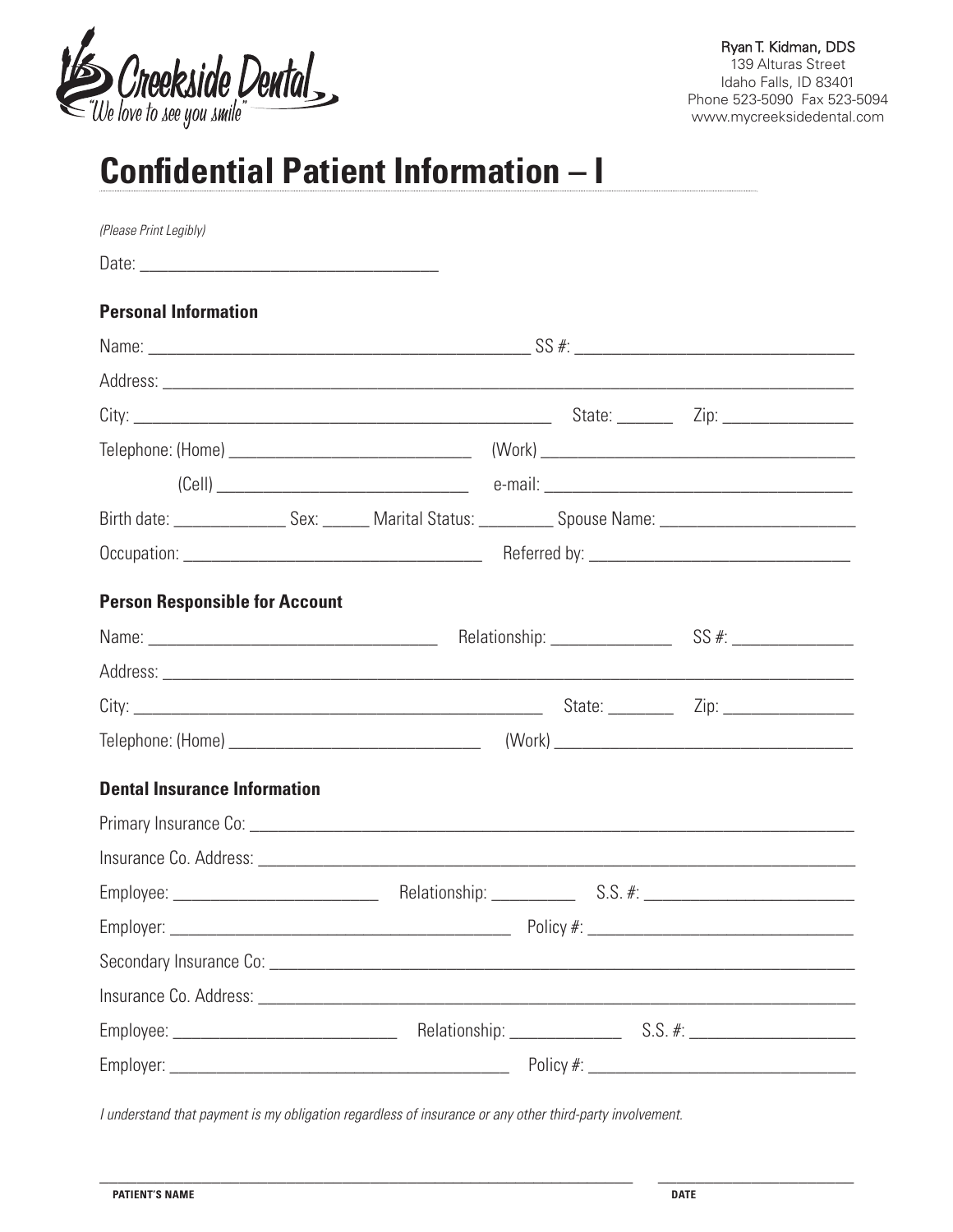Creekside Dental
"We love to see you smile"

Ryan T. Kidman, DDS
139 Alturas Street
Idaho Falls, ID 83401
Phone 523-5090 Fax 523-5094
www.mycreeksidedental.com

# Confidential Patient Information – I

*(Please Print Legibly)*

Date: ___________________________________

### Personal Information

Name: ___________________________________________ SS #: ______________________________

Address: ______________________________________________________________________________

City: _______________________________________________ State: ______ Zip: ______________

Telephone: (Home) ___________________________ (Work) ____________________________________

(Cell) _____________________________ e-mail: ___________________________________

Birth date: _____________ Sex: _____ Marital Status: ________ Spouse Name: ______________________

Occupation: _________________________________ Referred by: _____________________________

### Person Responsible for Account

Name: _________________________________ Relationship: ______________ SS #: ______________

Address: ______________________________________________________________________________

City: ______________________________________________ State: ________ Zip: ______________

Telephone: (Home) _____________________________ (Work) __________________________________

### Dental Insurance Information

Primary Insurance Co: ____________________________________________________________________

Insurance Co. Address: ___________________________________________________________________

Employee: ________________________ Relationship: __________ S.S. #: _______________________

Employer: ______________________________________ Policy #: ______________________________

Secondary Insurance Co: __________________________________________________________________

Insurance Co. Address: ___________________________________________________________________

Employee: __________________________ Relationship: _____________ S.S. #: __________________

Employer: ______________________________________ Policy #: ______________________________

*I understand that payment is my obligation regardless of insurance or any other third-party involvement.*

_________________________________________________________________ ________________________

**PATIENT'S NAME** **DATE**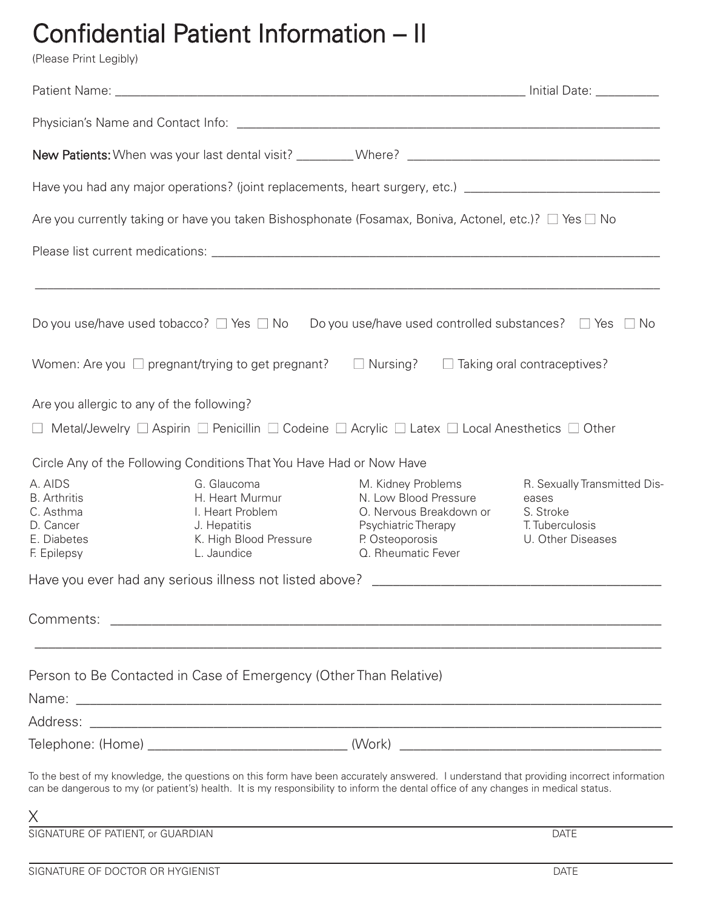# Confidential Patient Information – II

(Please Print Legibly)

Patient Name: ____________________________________________________________ Initial Date: _________

Physician's Name and Contact Info: ____________________________________________________________

**New Patients:** When was your last dental visit? ________ Where? ____________________________________

Have you had any major operations? (joint replacements, heart surgery, etc.) ____________________________

Are you currently taking or have you taken Bishosphonate (Fosamax, Boniva, Actonel, etc.)? ☐ Yes ☐ No

Please list current medications: ____________________________________________________________

____________________________________________________________________________________

Do you use/have used tobacco? ☐ Yes ☐ No    Do you use/have used controlled substances? ☐ Yes ☐ No

Women: Are you ☐ pregnant/trying to get pregnant? ☐ Nursing? ☐ Taking oral contraceptives?

Are you allergic to any of the following?

☐ Metal/Jewelry ☐ Aspirin ☐ Penicillin ☐ Codeine ☐ Acrylic ☐ Latex ☐ Local Anesthetics ☐ Other

Circle Any of the Following Conditions That You Have Had or Now Have

A. AIDS
B. Arthritis
C. Asthma
D. Cancer
E. Diabetes
F. Epilepsy
G. Glaucoma
H. Heart Murmur
I. Heart Problem
J. Hepatitis
K. High Blood Pressure
L. Jaundice
M. Kidney Problems
N. Low Blood Pressure
O. Nervous Breakdown or Psychiatric Therapy
P. Osteoporosis
Q. Rheumatic Fever
R. Sexually Transmitted Diseases
S. Stroke
T. Tuberculosis
U. Other Diseases

Have you ever had any serious illness not listed above? ____________________________________

Comments: ____________________________________________________________________________

____________________________________________________________________________________

Person to Be Contacted in Case of Emergency (Other Than Relative)

Name: ________________________________________________________________________________

Address: ______________________________________________________________________________

Telephone: (Home) ___________________________ (Work) ___________________________________

To the best of my knowledge, the questions on this form have been accurately answered. I understand that providing incorrect information can be dangerous to my (or patient's) health. It is my responsibility to inform the dental office of any changes in medical status.

X ____________________________________________________________________________________

SIGNATURE OF PATIENT, or GUARDIAN    DATE

______________________________________________________________________________________

SIGNATURE OF DOCTOR OR HYGIENIST    DATE